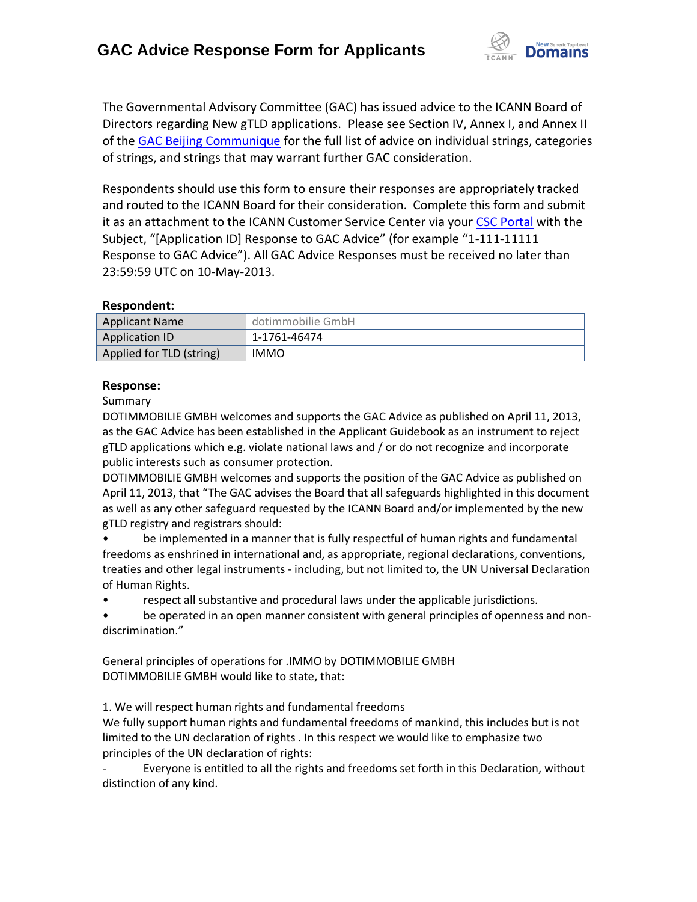# GAC Advice Response Form for Applicants

The Governmental Advisory Committee (GAC) has issued advice to the ICANN Board of Directors regarding New gTLD applications. Please see Section IV, Annex I, and Annex II of the GAC Beijing Communique for the full list of advice on individual strings, categories of strings, and strings that may warrant further GAC consideration.

Respondents should use this form to ensure their responses are appropriately tracked and routed to the ICANN Board for their consideration. Complete this form and submit it as an attachment to the ICANN Customer Service Center via your CSC Portal with the Subject, "[Application ID] Response to GAC Advice" (for example "1-111-11111 Response to GAC Advice"). All GAC Advice Responses must be received no later than 23:59:59 UTC on 10-May-2013.

**Respondent:**

| Applicant Name | dotimmobilie GmbH |
|---|---|
| Application ID | 1-1761-46474 |
| Applied for TLD (string) | IMMO |

**Response:**

Summary

DOTIMMOBILIE GMBH welcomes and supports the GAC Advice as published on April 11, 2013, as the GAC Advice has been established in the Applicant Guidebook as an instrument to reject gTLD applications which e.g. violate national laws and / or do not recognize and incorporate public interests such as consumer protection.

DOTIMMOBILIE GMBH welcomes and supports the position of the GAC Advice as published on April 11, 2013, that "The GAC advises the Board that all safeguards highlighted in this document as well as any other safeguard requested by the ICANN Board and/or implemented by the new gTLD registry and registrars should:

- be implemented in a manner that is fully respectful of human rights and fundamental freedoms as enshrined in international and, as appropriate, regional declarations, conventions, treaties and other legal instruments - including, but not limited to, the UN Universal Declaration of Human Rights.
- respect all substantive and procedural laws under the applicable jurisdictions.
- be operated in an open manner consistent with general principles of openness and non-discrimination."

General principles of operations for .IMMO by DOTIMMOBILIE GMBH

DOTIMMOBILIE GMBH would like to state, that:

1. We will respect human rights and fundamental freedoms

We fully support human rights and fundamental freedoms of mankind, this includes but is not limited to the UN declaration of rights . In this respect we would like to emphasize two principles of the UN declaration of rights:

- Everyone is entitled to all the rights and freedoms set forth in this Declaration, without distinction of any kind.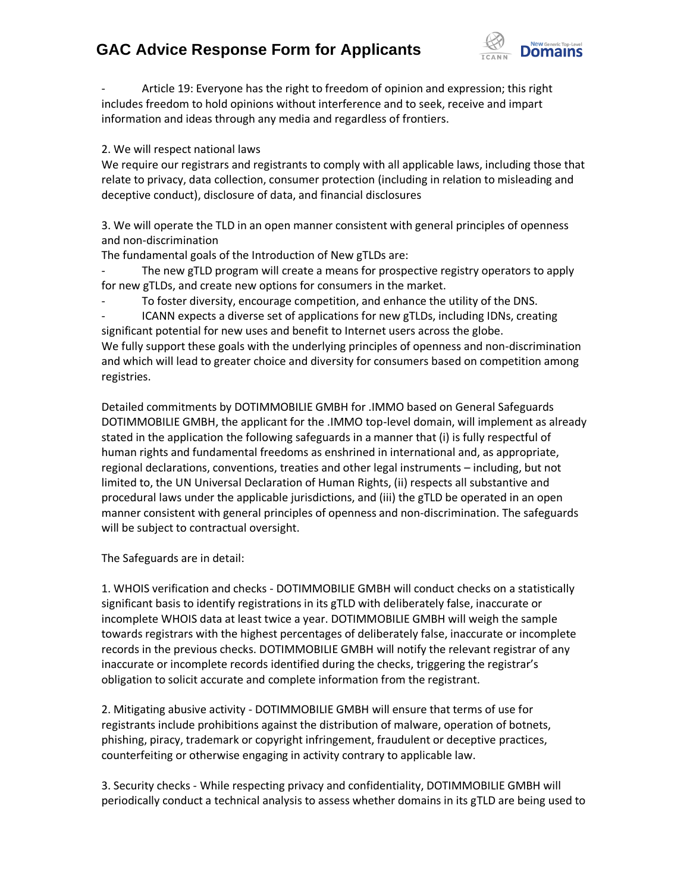- Article 19: Everyone has the right to freedom of opinion and expression; this right includes freedom to hold opinions without interference and to seek, receive and impart information and ideas through any media and regardless of frontiers.

2. We will respect national laws
We require our registrars and registrants to comply with all applicable laws, including those that relate to privacy, data collection, consumer protection (including in relation to misleading and deceptive conduct), disclosure of data, and financial disclosures

3. We will operate the TLD in an open manner consistent with general principles of openness and non-discrimination
The fundamental goals of the Introduction of New gTLDs are:

- The new gTLD program will create a means for prospective registry operators to apply for new gTLDs, and create new options for consumers in the market.
- To foster diversity, encourage competition, and enhance the utility of the DNS.
- ICANN expects a diverse set of applications for new gTLDs, including IDNs, creating significant potential for new uses and benefit to Internet users across the globe.

We fully support these goals with the underlying principles of openness and non-discrimination and which will lead to greater choice and diversity for consumers based on competition among registries.

Detailed commitments by DOTIMMOBILIE GMBH for .IMMO based on General Safeguards
DOTIMMOBILIE GMBH, the applicant for the .IMMO top-level domain, will implement as already stated in the application the following safeguards in a manner that (i) is fully respectful of human rights and fundamental freedoms as enshrined in international and, as appropriate, regional declarations, conventions, treaties and other legal instruments – including, but not limited to, the UN Universal Declaration of Human Rights, (ii) respects all substantive and procedural laws under the applicable jurisdictions, and (iii) the gTLD be operated in an open manner consistent with general principles of openness and non-discrimination. The safeguards will be subject to contractual oversight.

The Safeguards are in detail:

1. WHOIS verification and checks - DOTIMMOBILIE GMBH will conduct checks on a statistically significant basis to identify registrations in its gTLD with deliberately false, inaccurate or incomplete WHOIS data at least twice a year. DOTIMMOBILIE GMBH will weigh the sample towards registrars with the highest percentages of deliberately false, inaccurate or incomplete records in the previous checks. DOTIMMOBILIE GMBH will notify the relevant registrar of any inaccurate or incomplete records identified during the checks, triggering the registrar's obligation to solicit accurate and complete information from the registrant.

2. Mitigating abusive activity - DOTIMMOBILIE GMBH will ensure that terms of use for registrants include prohibitions against the distribution of malware, operation of botnets, phishing, piracy, trademark or copyright infringement, fraudulent or deceptive practices, counterfeiting or otherwise engaging in activity contrary to applicable law.

3. Security checks - While respecting privacy and confidentiality, DOTIMMOBILIE GMBH will periodically conduct a technical analysis to assess whether domains in its gTLD are being used to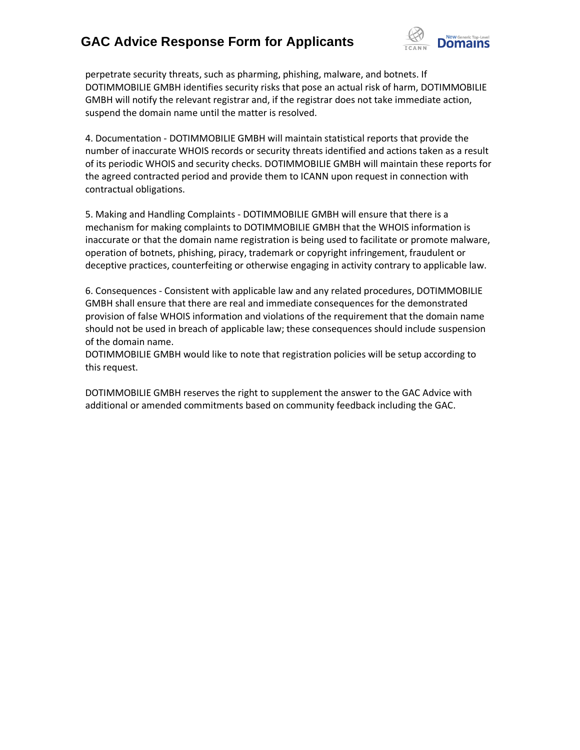perpetrate security threats, such as pharming, phishing, malware, and botnets. If DOTIMMOBILIE GMBH identifies security risks that pose an actual risk of harm, DOTIMMOBILIE GMBH will notify the relevant registrar and, if the registrar does not take immediate action, suspend the domain name until the matter is resolved.

4. Documentation - DOTIMMOBILIE GMBH will maintain statistical reports that provide the number of inaccurate WHOIS records or security threats identified and actions taken as a result of its periodic WHOIS and security checks. DOTIMMOBILIE GMBH will maintain these reports for the agreed contracted period and provide them to ICANN upon request in connection with contractual obligations.

5. Making and Handling Complaints - DOTIMMOBILIE GMBH will ensure that there is a mechanism for making complaints to DOTIMMOBILIE GMBH that the WHOIS information is inaccurate or that the domain name registration is being used to facilitate or promote malware, operation of botnets, phishing, piracy, trademark or copyright infringement, fraudulent or deceptive practices, counterfeiting or otherwise engaging in activity contrary to applicable law.

6. Consequences - Consistent with applicable law and any related procedures, DOTIMMOBILIE GMBH shall ensure that there are real and immediate consequences for the demonstrated provision of false WHOIS information and violations of the requirement that the domain name should not be used in breach of applicable law; these consequences should include suspension of the domain name.
DOTIMMOBILIE GMBH would like to note that registration policies will be setup according to this request.

DOTIMMOBILIE GMBH reserves the right to supplement the answer to the GAC Advice with additional or amended commitments based on community feedback including the GAC.